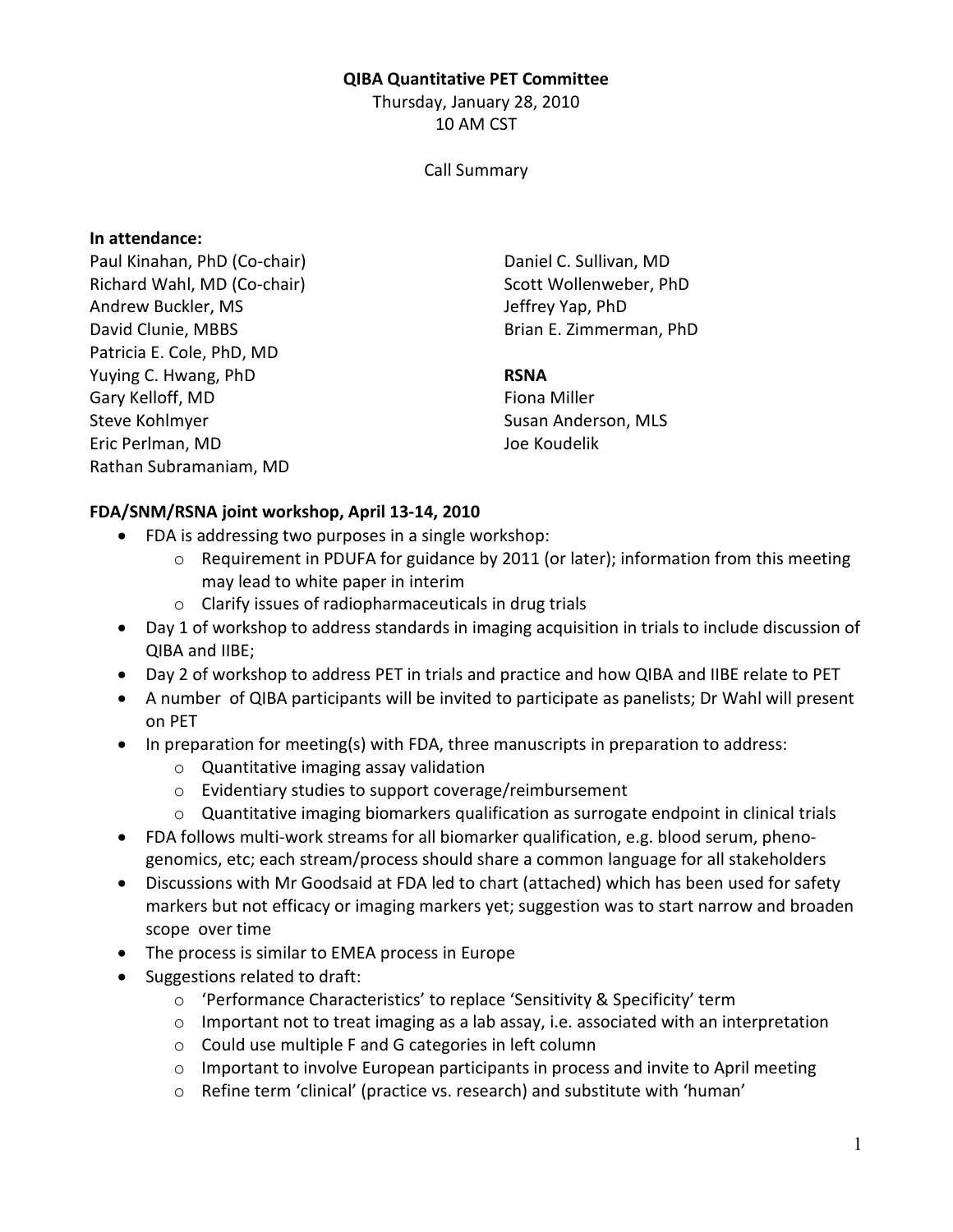**QIBA Quantitative PET Committee**

Thursday, January 28, 2010
10 AM CST

Call Summary

**In attendance:**

Paul Kinahan, PhD (Co-chair)
Richard Wahl, MD (Co-chair)
Andrew Buckler, MS
David Clunie, MBBS
Patricia E. Cole, PhD, MD
Yuying C. Hwang, PhD
Gary Kelloff, MD
Steve Kohlmyer
Eric Perlman, MD
Rathan Subramaniam, MD
Daniel C. Sullivan, MD
Scott Wollenweber, PhD
Jeffrey Yap, PhD
Brian E. Zimmerman, PhD

**RSNA**

Fiona Miller
Susan Anderson, MLS
Joe Koudelik

**FDA/SNM/RSNA joint workshop, April 13-14, 2010**

- FDA is addressing two purposes in a single workshop:
  - Requirement in PDUFA for guidance by 2011 (or later); information from this meeting may lead to white paper in interim
  - Clarify issues of radiopharmaceuticals in drug trials
- Day 1 of workshop to address standards in imaging acquisition in trials to include discussion of QIBA and IIBE;
- Day 2 of workshop to address PET in trials and practice and how QIBA and IIBE relate to PET
- A number of QIBA participants will be invited to participate as panelists; Dr Wahl will present on PET
- In preparation for meeting(s) with FDA, three manuscripts in preparation to address:
  - Quantitative imaging assay validation
  - Evidentiary studies to support coverage/reimbursement
  - Quantitative imaging biomarkers qualification as surrogate endpoint in clinical trials
- FDA follows multi-work streams for all biomarker qualification, e.g. blood serum, pheno-genomics, etc; each stream/process should share a common language for all stakeholders
- Discussions with Mr Goodsaid at FDA led to chart (attached) which has been used for safety markers but not efficacy or imaging markers yet; suggestion was to start narrow and broaden scope over time
- The process is similar to EMEA process in Europe
- Suggestions related to draft:
  - 'Performance Characteristics' to replace 'Sensitivity & Specificity' term
  - Important not to treat imaging as a lab assay, i.e. associated with an interpretation
  - Could use multiple F and G categories in left column
  - Important to involve European participants in process and invite to April meeting
  - Refine term 'clinical' (practice vs. research) and substitute with 'human'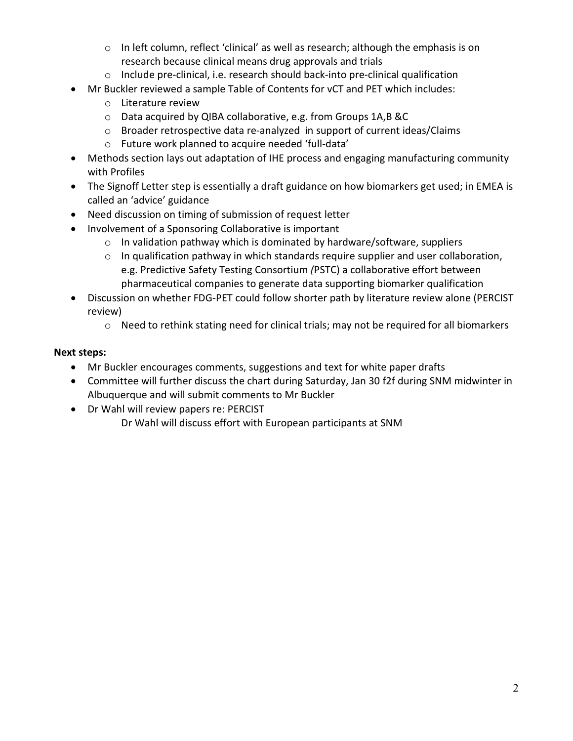- In left column, reflect 'clinical' as well as research; although the emphasis is on research because clinical means drug approvals and trials
  - Include pre-clinical, i.e. research should back-into pre-clinical qualification
- Mr Buckler reviewed a sample Table of Contents for vCT and PET which includes:
  - Literature review
  - Data acquired by QIBA collaborative, e.g. from Groups 1A,B &C
  - Broader retrospective data re-analyzed in support of current ideas/Claims
  - Future work planned to acquire needed 'full-data'
- Methods section lays out adaptation of IHE process and engaging manufacturing community with Profiles
- The Signoff Letter step is essentially a draft guidance on how biomarkers get used; in EMEA is called an 'advice' guidance
- Need discussion on timing of submission of request letter
- Involvement of a Sponsoring Collaborative is important
  - In validation pathway which is dominated by hardware/software, suppliers
  - In qualification pathway in which standards require supplier and user collaboration, e.g. Predictive Safety Testing Consortium *(*PSTC) a collaborative effort between pharmaceutical companies to generate data supporting biomarker qualification
- Discussion on whether FDG-PET could follow shorter path by literature review alone (PERCIST review)
  - Need to rethink stating need for clinical trials; may not be required for all biomarkers

**Next steps:**

- Mr Buckler encourages comments, suggestions and text for white paper drafts
- Committee will further discuss the chart during Saturday, Jan 30 f2f during SNM midwinter in Albuquerque and will submit comments to Mr Buckler
- Dr Wahl will review papers re: PERCIST

  Dr Wahl will discuss effort with European participants at SNM